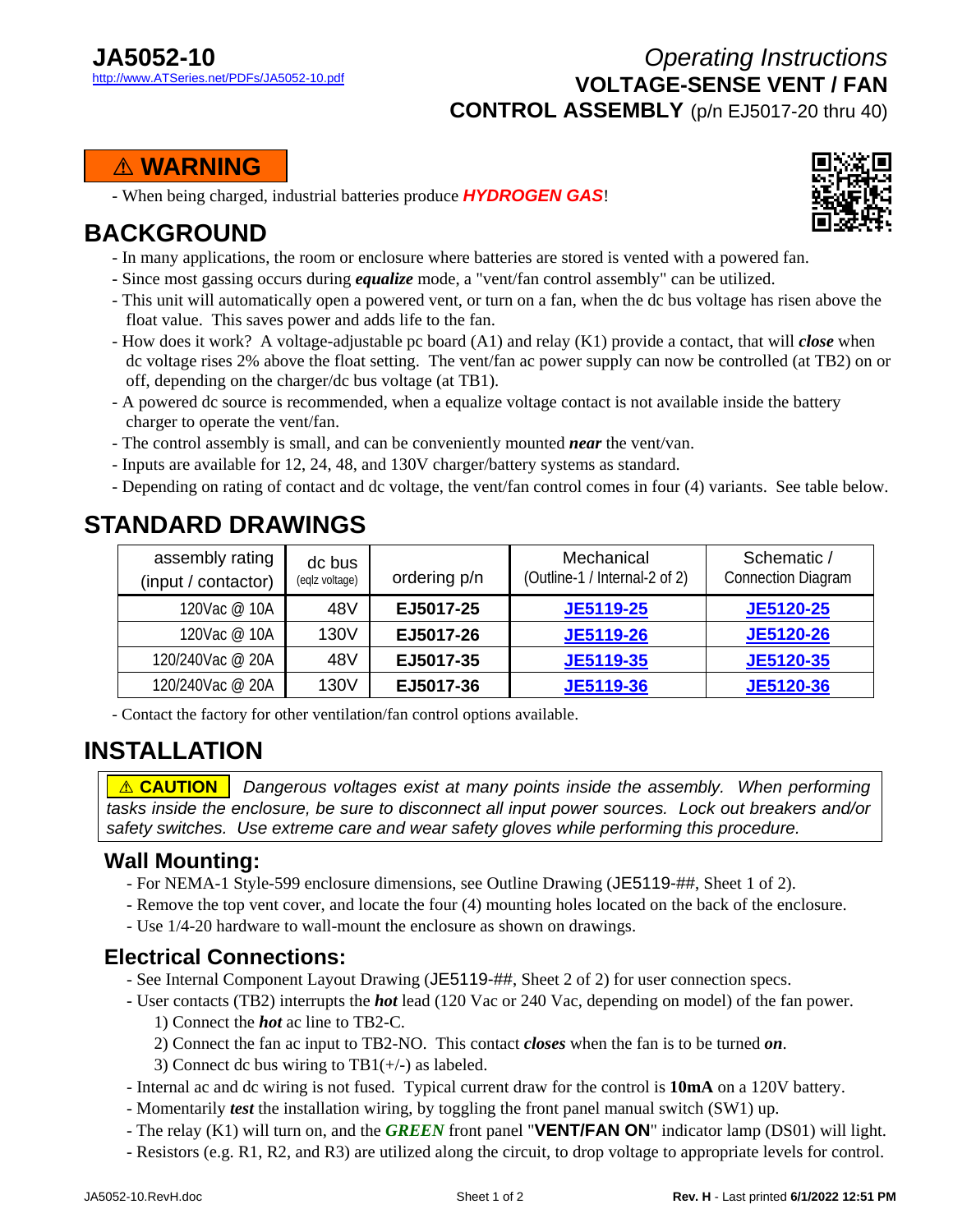**JA5052-10**
http://www.ATSeries.net/PDFs/JA5052-10.pdf

*Operating Instructions*
**VOLTAGE-SENSE VENT / FAN CONTROL ASSEMBLY** (p/n EJ5017-20 thru 40)

**⚠ WARNING**

- When being charged, industrial batteries produce ***HYDROGEN GAS***!

# BACKGROUND

- In many applications, the room or enclosure where batteries are stored is vented with a powered fan.
- Since most gassing occurs during ***equalize*** mode, a "vent/fan control assembly" can be utilized.
- This unit will automatically open a powered vent, or turn on a fan, when the dc bus voltage has risen above the float value. This saves power and adds life to the fan.
- How does it work? A voltage-adjustable pc board (A1) and relay (K1) provide a contact, that will ***close*** when dc voltage rises 2% above the float setting. The vent/fan ac power supply can now be controlled (at TB2) on or off, depending on the charger/dc bus voltage (at TB1).
- A powered dc source is recommended, when a equalize voltage contact is not available inside the battery charger to operate the vent/fan.
- The control assembly is small, and can be conveniently mounted ***near*** the vent/van.
- Inputs are available for 12, 24, 48, and 130V charger/battery systems as standard.
- Depending on rating of contact and dc voltage, the vent/fan control comes in four (4) variants. See table below.

# STANDARD DRAWINGS

| assembly rating (input / contactor) | dc bus (eqlz voltage) | ordering p/n | Mechanical (Outline-1 / Internal-2 of 2) | Schematic / Connection Diagram |
|---|---|---|---|---|
| 120Vac @ 10A | 48V | **EJ5017-25** | **JE5119-25** | **JE5120-25** |
| 120Vac @ 10A | 130V | **EJ5017-26** | **JE5119-26** | **JE5120-26** |
| 120/240Vac @ 20A | 48V | **EJ5017-35** | **JE5119-35** | **JE5120-35** |
| 120/240Vac @ 20A | 130V | **EJ5017-36** | **JE5119-36** | **JE5120-36** |

- Contact the factory for other ventilation/fan control options available.

# INSTALLATION

**⚠ CAUTION** *Dangerous voltages exist at many points inside the assembly. When performing tasks inside the enclosure, be sure to disconnect all input power sources. Lock out breakers and/or safety switches. Use extreme care and wear safety gloves while performing this procedure.*

## Wall Mounting:

- For NEMA-1 Style-599 enclosure dimensions, see Outline Drawing (JE5119-##, Sheet 1 of 2).
- Remove the top vent cover, and locate the four (4) mounting holes located on the back of the enclosure.
- Use 1/4-20 hardware to wall-mount the enclosure as shown on drawings.

## Electrical Connections:

- See Internal Component Layout Drawing (JE5119-##, Sheet 2 of 2) for user connection specs.
- User contacts (TB2) interrupts the ***hot*** lead (120 Vac or 240 Vac, depending on model) of the fan power.
  1) Connect the ***hot*** ac line to TB2-C.
  2) Connect the fan ac input to TB2-NO. This contact ***closes*** when the fan is to be turned ***on***.
  3) Connect dc bus wiring to TB1(+/-) as labeled.
- Internal ac and dc wiring is not fused. Typical current draw for the control is **10mA** on a 120V battery.
- Momentarily ***test*** the installation wiring, by toggling the front panel manual switch (SW1) up.
- The relay (K1) will turn on, and the ***GREEN*** front panel "**VENT/FAN ON**" indicator lamp (DS01) will light.
- Resistors (e.g. R1, R2, and R3) are utilized along the circuit, to drop voltage to appropriate levels for control.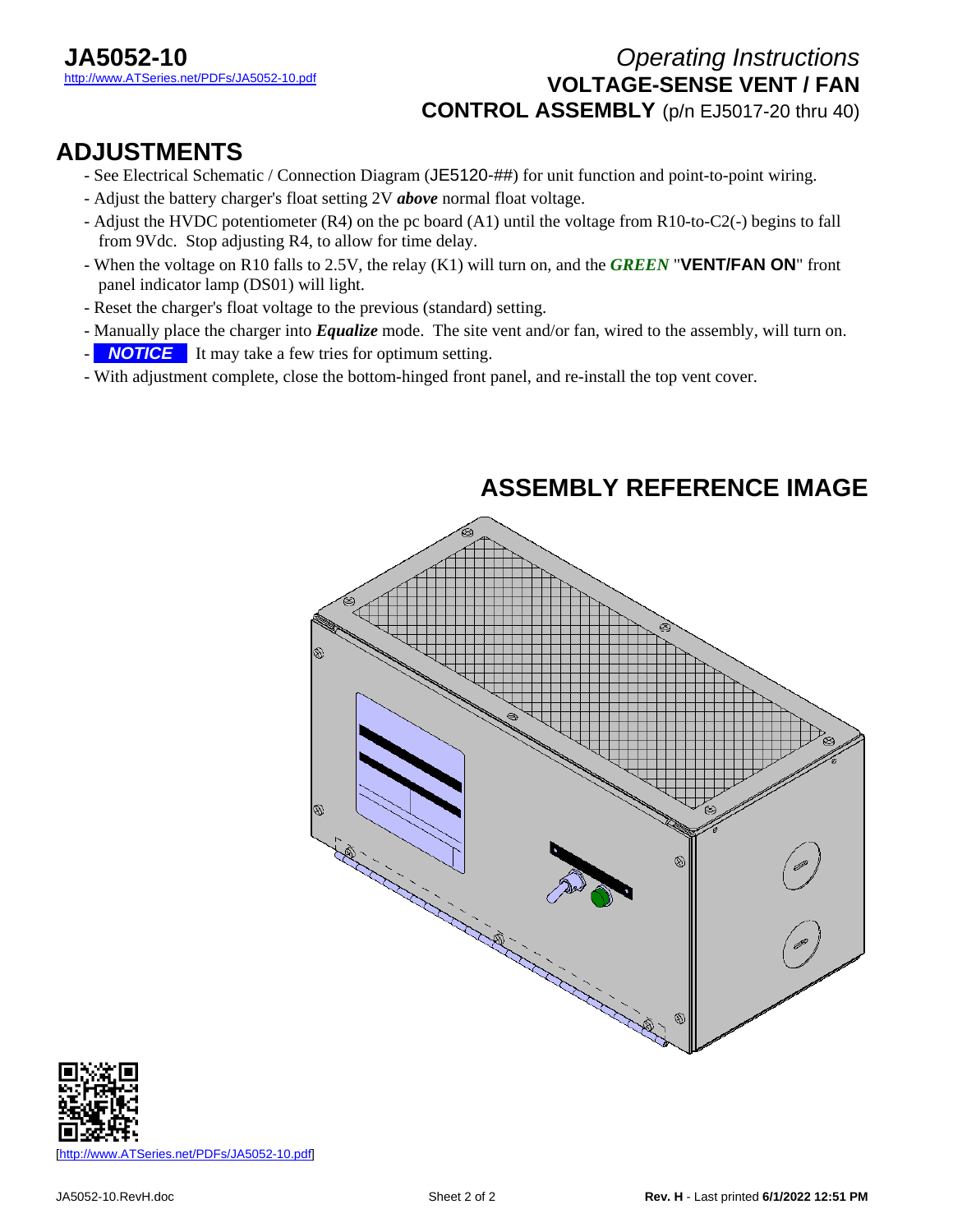**JA5052-10**
http://www.ATSeries.net/PDFs/JA5052-10.pdf

*Operating Instructions*
**VOLTAGE-SENSE VENT / FAN CONTROL ASSEMBLY** (p/n EJ5017-20 thru 40)

## ADJUSTMENTS

- See Electrical Schematic / Connection Diagram (JE5120-##) for unit function and point-to-point wiring.
- Adjust the battery charger's float setting 2V ***above*** normal float voltage.
- Adjust the HVDC potentiometer (R4) on the pc board (A1) until the voltage from R10-to-C2(-) begins to fall from 9Vdc. Stop adjusting R4, to allow for time delay.
- When the voltage on R10 falls to 2.5V, the relay (K1) will turn on, and the ***GREEN*** "**VENT/FAN ON**" front panel indicator lamp (DS01) will light.
- Reset the charger's float voltage to the previous (standard) setting.
- Manually place the charger into ***Equalize*** mode. The site vent and/or fan, wired to the assembly, will turn on.
- ***NOTICE*** It may take a few tries for optimum setting.
- With adjustment complete, close the bottom-hinged front panel, and re-install the top vent cover.

## ASSEMBLY REFERENCE IMAGE

[http://www.ATSeries.net/PDFs/JA5052-10.pdf]